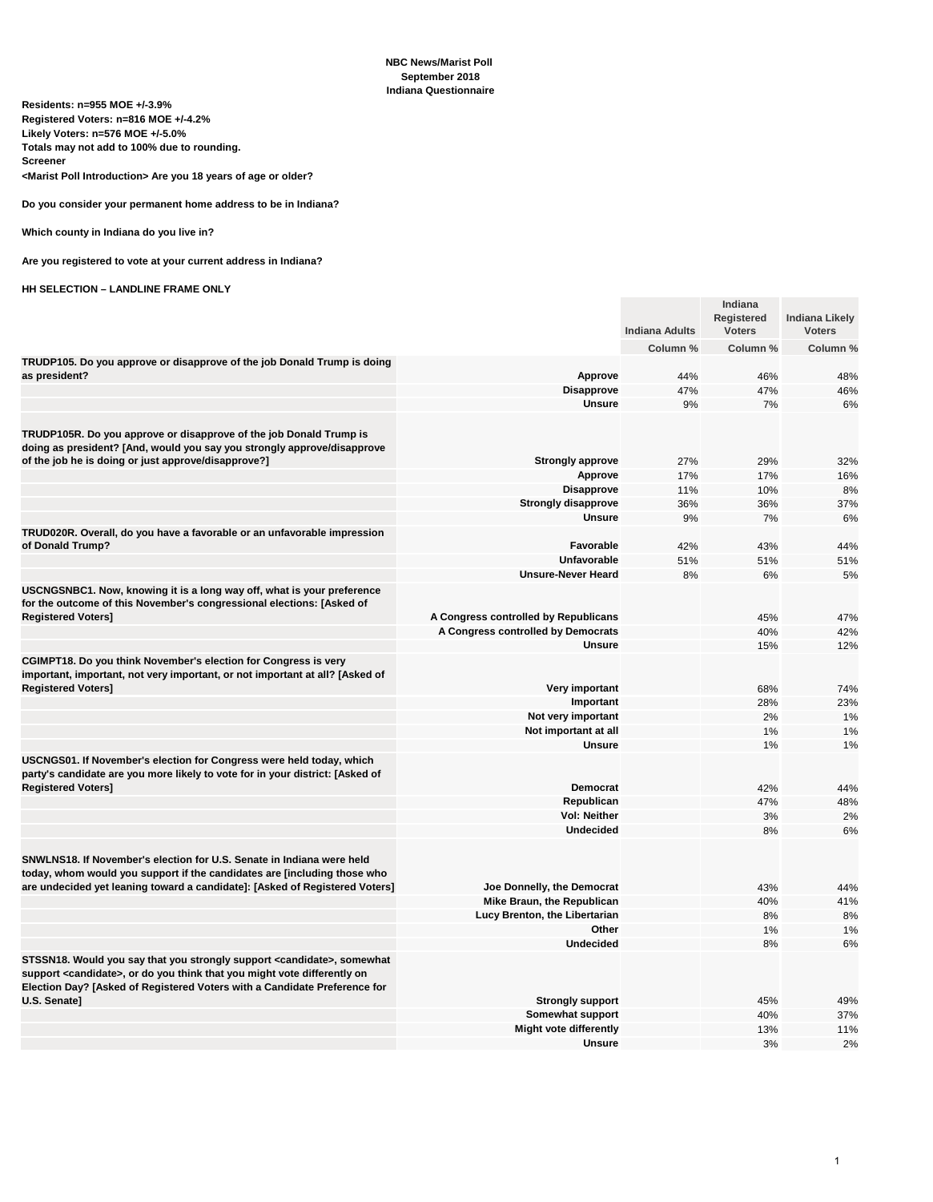**NBC News/Marist Poll**
**September 2018**
**Indiana Questionnaire**

**Residents: n=955 MOE +/-3.9%**
**Registered Voters: n=816 MOE +/-4.2%**
**Likely Voters: n=576 MOE +/-5.0%**
**Totals may not add to 100% due to rounding.**
**Screener**
**<Marist Poll Introduction> Are you 18 years of age or older?**

**Do you consider your permanent home address to be in Indiana?**

**Which county in Indiana do you live in?**

**Are you registered to vote at your current address in Indiana?**

**HH SELECTION – LANDLINE FRAME ONLY**

| | | Indiana Adults | Indiana Registered Voters | Indiana Likely Voters |
|---|---|---|---|---|
| | | Column % | Column % | Column % |
| **TRUDP105. Do you approve or disapprove of the job Donald Trump is doing as president?** | **Approve** | 44% | 46% | 48% |
| | **Disapprove** | 47% | 47% | 46% |
| | **Unsure** | 9% | 7% | 6% |
| **TRUDP105R. Do you approve or disapprove of the job Donald Trump is doing as president? [And, would you say you strongly approve/disapprove of the job he is doing or just approve/disapprove?]** | **Strongly approve** | 27% | 29% | 32% |
| | **Approve** | 17% | 17% | 16% |
| | **Disapprove** | 11% | 10% | 8% |
| | **Strongly disapprove** | 36% | 36% | 37% |
| | **Unsure** | 9% | 7% | 6% |
| **TRUD020R. Overall, do you have a favorable or an unfavorable impression of Donald Trump?** | **Favorable** | 42% | 43% | 44% |
| | **Unfavorable** | 51% | 51% | 51% |
| | **Unsure-Never Heard** | 8% | 6% | 5% |
| **USCNGSNBC1. Now, knowing it is a long way off, what is your preference for the outcome of this November's congressional elections: [Asked of Registered Voters]** | **A Congress controlled by Republicans** | | 45% | 47% |
| | **A Congress controlled by Democrats** | | 40% | 42% |
| | **Unsure** | | 15% | 12% |
| **CGIMPT18. Do you think November's election for Congress is very important, important, not very important, or not important at all? [Asked of Registered Voters]** | **Very important** | | 68% | 74% |
| | **Important** | | 28% | 23% |
| | **Not very important** | | 2% | 1% |
| | **Not important at all** | | 1% | 1% |
| | **Unsure** | | 1% | 1% |
| **USCNGS01. If November's election for Congress were held today, which party's candidate are you more likely to vote for in your district: [Asked of Registered Voters]** | **Democrat** | | 42% | 44% |
| | **Republican** | | 47% | 48% |
| | **Vol: Neither** | | 3% | 2% |
| | **Undecided** | | 8% | 6% |
| **SNWLNS18. If November's election for U.S. Senate in Indiana were held today, whom would you support if the candidates are [including those who are undecided yet leaning toward a candidate]: [Asked of Registered Voters]** | **Joe Donnelly, the Democrat** | | 43% | 44% |
| | **Mike Braun, the Republican** | | 40% | 41% |
| | **Lucy Brenton, the Libertarian** | | 8% | 8% |
| | **Other** | | 1% | 1% |
| | **Undecided** | | 8% | 6% |
| **STSSN18. Would you say that you strongly support <candidate>, somewhat support <candidate>, or do you think that you might vote differently on Election Day? [Asked of Registered Voters with a Candidate Preference for U.S. Senate]** | **Strongly support** | | 45% | 49% |
| | **Somewhat support** | | 40% | 37% |
| | **Might vote differently** | | 13% | 11% |
| | **Unsure** | | 3% | 2% |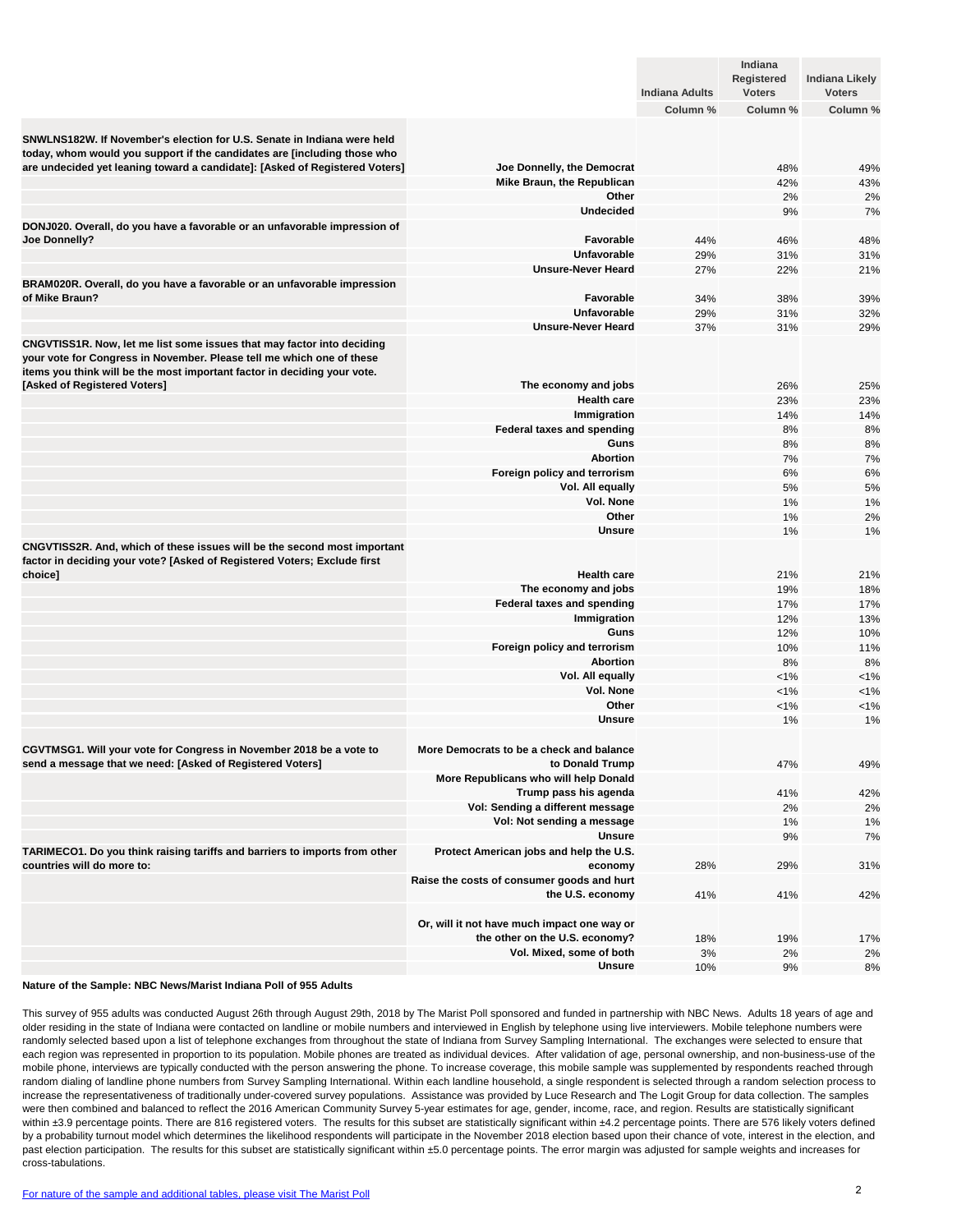| | | Indiana Adults | Indiana Registered Voters | Indiana Likely Voters |
|---|---|---|---|---|
| | | Column % | Column % | Column % |
| **SNWLNS182W. If November's election for U.S. Senate in Indiana were held today, whom would you support if the candidates are [including those who are undecided yet leaning toward a candidate]: [Asked of Registered Voters]** | **Joe Donnelly, the Democrat** | | 48% | 49% |
| | **Mike Braun, the Republican** | | 42% | 43% |
| | **Other** | | 2% | 2% |
| | **Undecided** | | 9% | 7% |
| **DONJ020. Overall, do you have a favorable or an unfavorable impression of Joe Donnelly?** | **Favorable** | 44% | 46% | 48% |
| | **Unfavorable** | 29% | 31% | 31% |
| | **Unsure-Never Heard** | 27% | 22% | 21% |
| **BRAM020R. Overall, do you have a favorable or an unfavorable impression of Mike Braun?** | **Favorable** | 34% | 38% | 39% |
| | **Unfavorable** | 29% | 31% | 32% |
| | **Unsure-Never Heard** | 37% | 31% | 29% |
| **CNGVTISS1R. Now, let me list some issues that may factor into deciding your vote for Congress in November. Please tell me which one of these items you think will be the most important factor in deciding your vote. [Asked of Registered Voters]** | **The economy and jobs** | | 26% | 25% |
| | **Health care** | | 23% | 23% |
| | **Immigration** | | 14% | 14% |
| | **Federal taxes and spending** | | 8% | 8% |
| | **Guns** | | 8% | 8% |
| | **Abortion** | | 7% | 7% |
| | **Foreign policy and terrorism** | | 6% | 6% |
| | **Vol. All equally** | | 5% | 5% |
| | **Vol. None** | | 1% | 1% |
| | **Other** | | 1% | 2% |
| | **Unsure** | | 1% | 1% |
| **CNGVTISS2R. And, which of these issues will be the second most important factor in deciding your vote? [Asked of Registered Voters; Exclude first choice]** | **Health care** | | 21% | 21% |
| | **The economy and jobs** | | 19% | 18% |
| | **Federal taxes and spending** | | 17% | 17% |
| | **Immigration** | | 12% | 13% |
| | **Guns** | | 12% | 10% |
| | **Foreign policy and terrorism** | | 10% | 11% |
| | **Abortion** | | 8% | 8% |
| | **Vol. All equally** | | <1% | <1% |
| | **Vol. None** | | <1% | <1% |
| | **Other** | | <1% | <1% |
| | **Unsure** | | 1% | 1% |
| **CGVTMSG1. Will your vote for Congress in November 2018 be a vote to send a message that we need: [Asked of Registered Voters]** | **More Democrats to be a check and balance to Donald Trump** | | 47% | 49% |
| | **More Republicans who will help Donald Trump pass his agenda** | | 41% | 42% |
| | **Vol: Sending a different message** | | 2% | 2% |
| | **Vol: Not sending a message** | | 1% | 1% |
| | **Unsure** | | 9% | 7% |
| **TARIMECO1. Do you think raising tariffs and barriers to imports from other countries will do more to:** | **Protect American jobs and help the U.S. economy** | 28% | 29% | 31% |
| | **Raise the costs of consumer goods and hurt the U.S. economy** | 41% | 41% | 42% |
| | **Or, will it not have much impact one way or the other on the U.S. economy?** | 18% | 19% | 17% |
| | **Vol. Mixed, some of both** | 3% | 2% | 2% |
| | **Unsure** | 10% | 9% | 8% |

**Nature of the Sample: NBC News/Marist Indiana Poll of 955 Adults**

This survey of 955 adults was conducted August 26th through August 29th, 2018 by The Marist Poll sponsored and funded in partnership with NBC News. Adults 18 years of age and older residing in the state of Indiana were contacted on landline or mobile numbers and interviewed in English by telephone using live interviewers. Mobile telephone numbers were randomly selected based upon a list of telephone exchanges from throughout the state of Indiana from Survey Sampling International. The exchanges were selected to ensure that each region was represented in proportion to its population. Mobile phones are treated as individual devices. After validation of age, personal ownership, and non-business-use of the mobile phone, interviews are typically conducted with the person answering the phone. To increase coverage, this mobile sample was supplemented by respondents reached through random dialing of landline phone numbers from Survey Sampling International. Within each landline household, a single respondent is selected through a random selection process to increase the representativeness of traditionally under-covered survey populations. Assistance was provided by Luce Research and The Logit Group for data collection. The samples were then combined and balanced to reflect the 2016 American Community Survey 5-year estimates for age, gender, income, race, and region. Results are statistically significant within ±3.9 percentage points. There are 816 registered voters. The results for this subset are statistically significant within ±4.2 percentage points. There are 576 likely voters defined by a probability turnout model which determines the likelihood respondents will participate in the November 2018 election based upon their chance of vote, interest in the election, and past election participation. The results for this subset are statistically significant within ±5.0 percentage points. The error margin was adjusted for sample weights and increases for cross-tabulations.

For nature of the sample and additional tables, please visit The Marist Poll